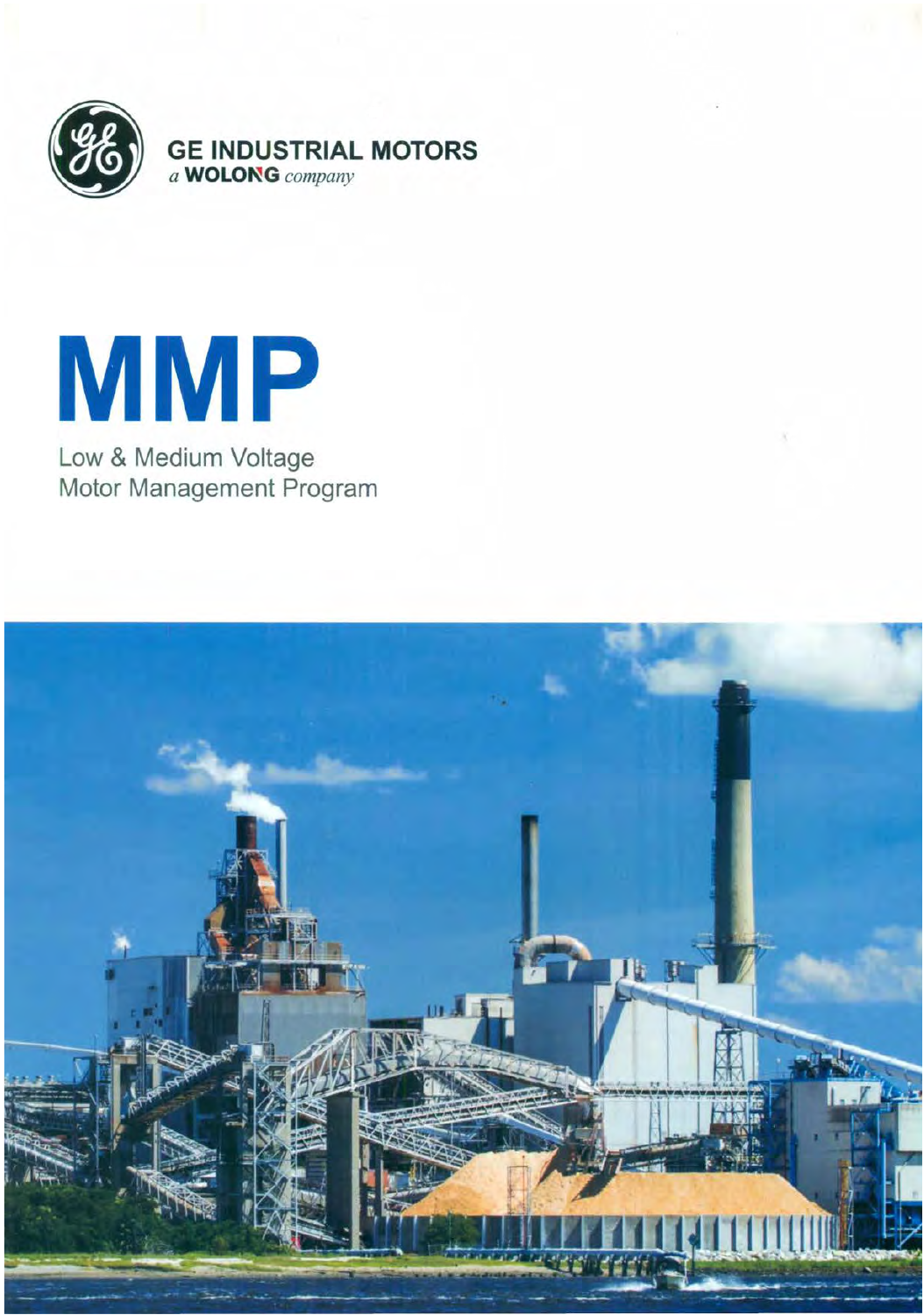GE INDUSTRIAL MOTORS

*a* **WOLONG** *company*

# MMP

Low & Medium Voltage
Motor Management Program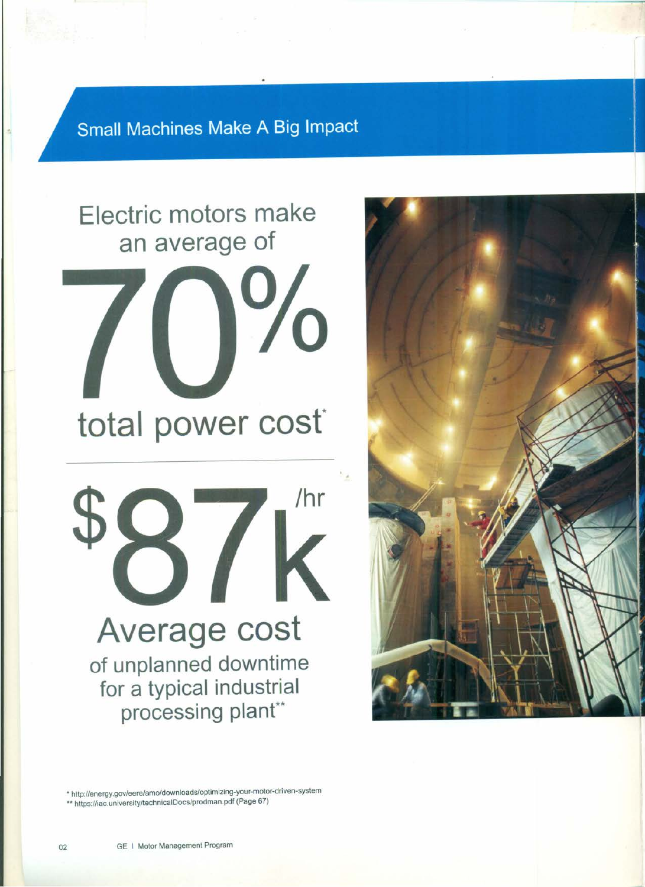## Small Machines Make A Big Impact

Electric motors make an average of

# 70%

total power cost*

# $87k /hr

### Average cost

of unplanned downtime for a typical industrial processing plant**

\* http://energy.gov/eere/amo/downloads/optimizing-your-motor-driven-system

\*\* https://iac.university/technicalDocs/prodman.pdf (Page 67)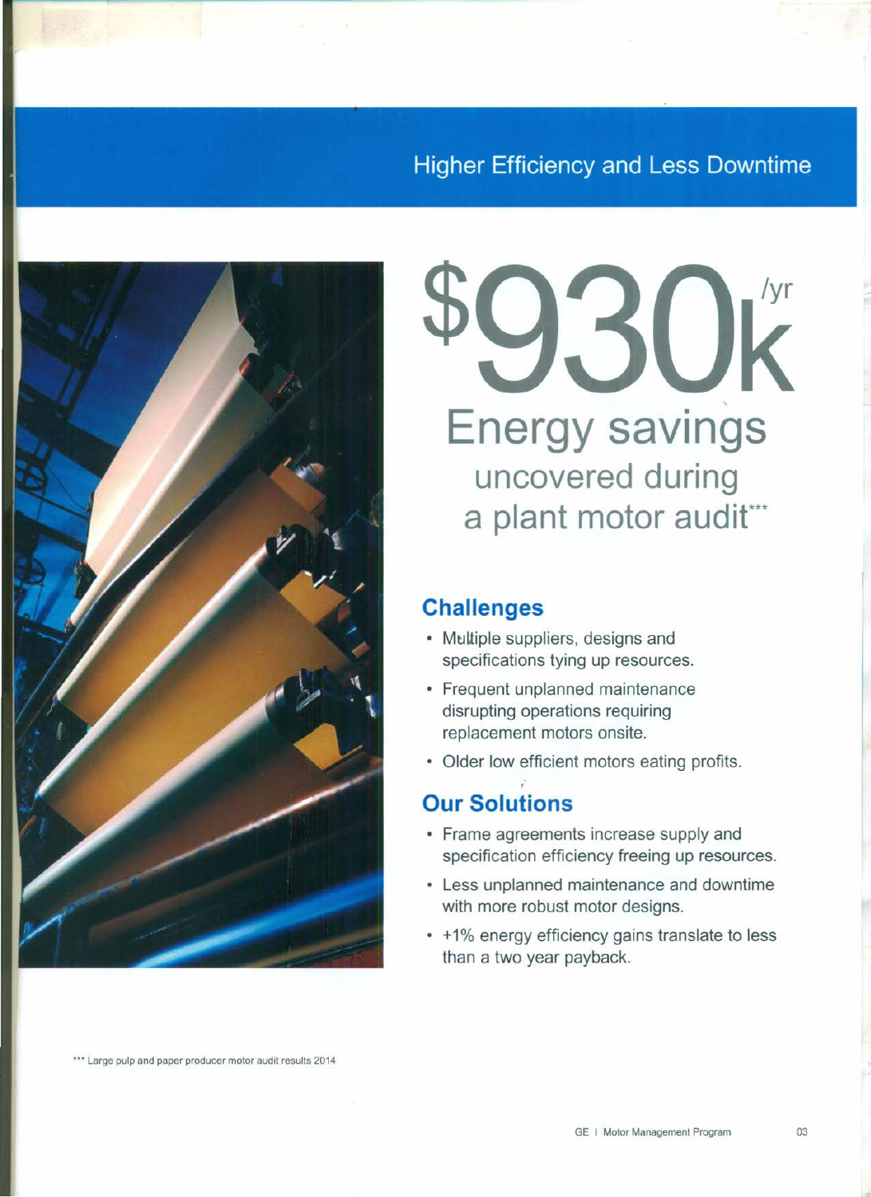## Higher Efficiency and Less Downtime

# $930k/yr

## Energy savings

### uncovered during a plant motor audit***

### Challenges

- Multiple suppliers, designs and specifications tying up resources.
- Frequent unplanned maintenance disrupting operations requiring replacement motors onsite.
- Older low efficient motors eating profits.

### Our Solutions

- Frame agreements increase supply and specification efficiency freeing up resources.
- Less unplanned maintenance and downtime with more robust motor designs.
- +1% energy efficiency gains translate to less than a two year payback.

*** Large pulp and paper producer motor audit results 2014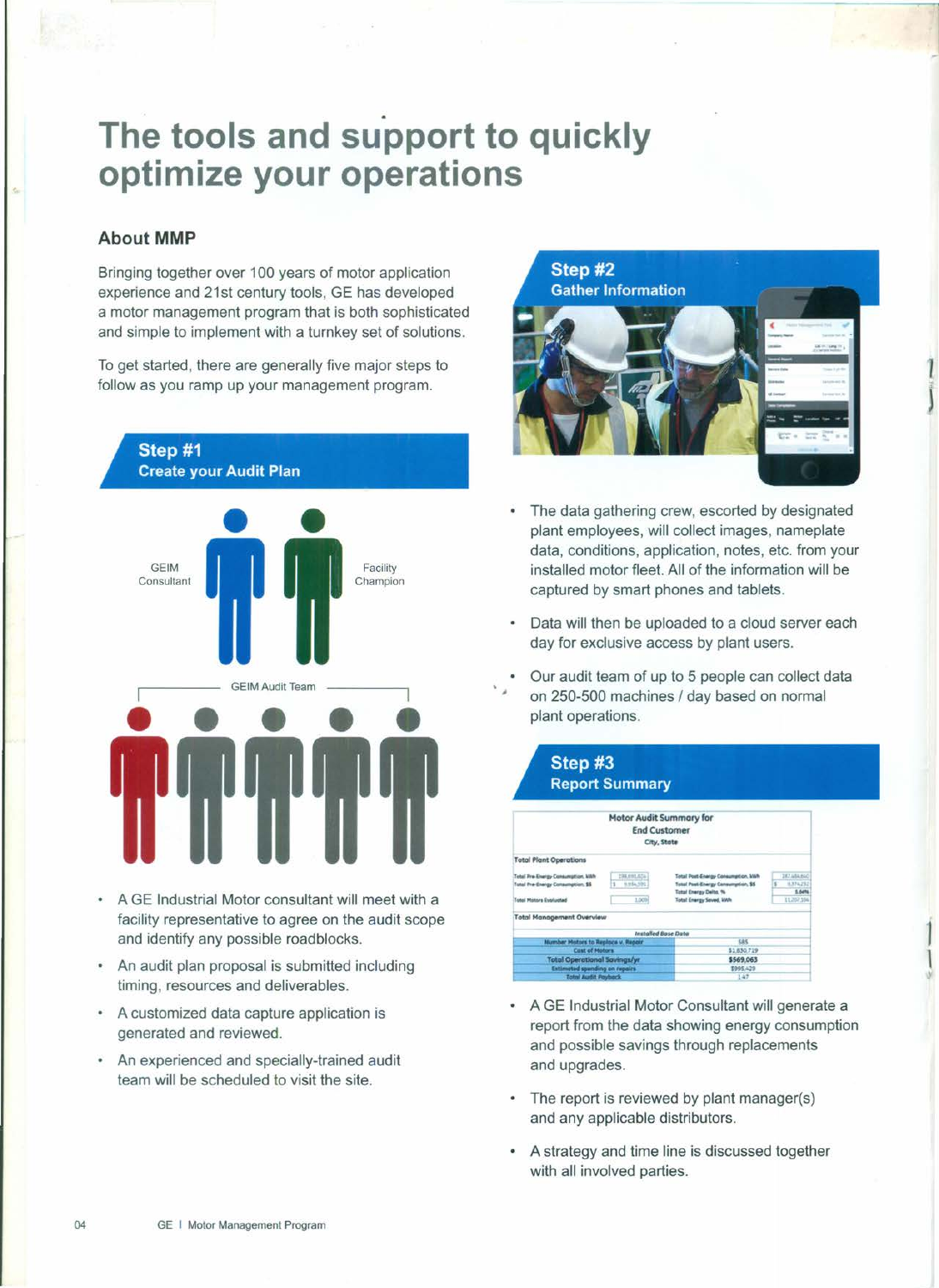# The tools and support to quickly optimize your operations

## About MMP

Bringing together over 100 years of motor application experience and 21st century tools, GE has developed a motor management program that is both sophisticated and simple to implement with a turnkey set of solutions.

To get started, there are generally five major steps to follow as you ramp up your management program.

### Step #1
**Create your Audit Plan**

GEIM Consultant

Facility Champion

GEIM Audit Team

- A GE Industrial Motor consultant will meet with a facility representative to agree on the audit scope and identify any possible roadblocks.
- An audit plan proposal is submitted including timing, resources and deliverables.
- A customized data capture application is generated and reviewed.
- An experienced and specially-trained audit team will be scheduled to visit the site.

### Step #2
**Gather Information**

- The data gathering crew, escorted by designated plant employees, will collect images, nameplate data, conditions, application, notes, etc. from your installed motor fleet. All of the information will be captured by smart phones and tablets.
- Data will then be uploaded to a cloud server each day for exclusive access by plant users.
- Our audit team of up to 5 people can collect data on 250-500 machines / day based on normal plant operations.

### Step #3
**Report Summary**

**Motor Audit Summary for End Customer**
City, State

**Total Plant Operations**

| | | | |
|---|---|---|---|
| Total Pre-Energy Consumption, kWh | 198,690,826 | Total Post-Energy Consumption, kWh | 187,484,640 |
| Total Pre-Energy Consumption, $$ | $ 9,934,591 | Total Post-Energy Consumption, $$ | $ 9,374,232 |
| | | Total Energy Delta, % | 5.64% |
| Total Motors Evaluated | 1,009 | Total Energy Saved, kWh | 11,207,186 |

**Total Management Overview**

| Installed Base Data | |
|---|---|
| Number Motors to Replace v. Repair | 585 |
| Cost of Motors | $1,630,719 |
| Total Operational Savings/yr | $569,063 |
| Estimated spending on repairs | $995,429 |
| Total Audit Payback | 1.47 |

- A GE Industrial Motor Consultant will generate a report from the data showing energy consumption and possible savings through replacements and upgrades.
- The report is reviewed by plant manager(s) and any applicable distributors.
- A strategy and time line is discussed together with all involved parties.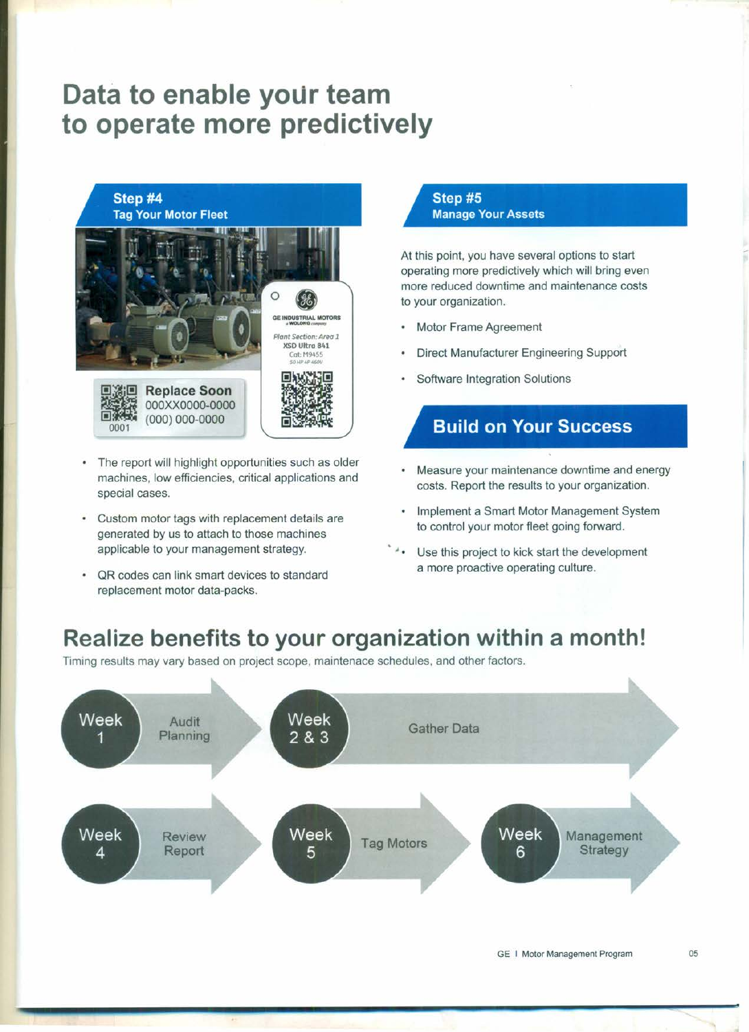# Data to enable your team to operate more predictively

## Step #4
### Tag Your Motor Fleet

GE INDUSTRIAL MOTORS
a WOLONG company
Plant Section: Area 1
XSD Ultra 841
Cat: M9455
50 HP 4P 460V

Replace Soon
000XX0000-0000
(000) 000-0000
0001

- The report will highlight opportunities such as older machines, low efficiencies, critical applications and special cases.
- Custom motor tags with replacement details are generated by us to attach to those machines applicable to your management strategy.
- QR codes can link smart devices to standard replacement motor data-packs.

## Step #5
### Manage Your Assets

At this point, you have several options to start operating more predictively which will bring even more reduced downtime and maintenance costs to your organization.

- Motor Frame Agreement
- Direct Manufacturer Engineering Support
- Software Integration Solutions

## Build on Your Success

- Measure your maintenance downtime and energy costs. Report the results to your organization.
- Implement a Smart Motor Management System to control your motor fleet going forward.
- Use this project to kick start the development a more proactive operating culture.

# Realize benefits to your organization within a month!

Timing results may vary based on project scope, maintenace schedules, and other factors.

- **Week 1** – Audit Planning
- **Week 2 & 3** – Gather Data
- **Week 4** – Review Report
- **Week 5** – Tag Motors
- **Week 6** – Management Strategy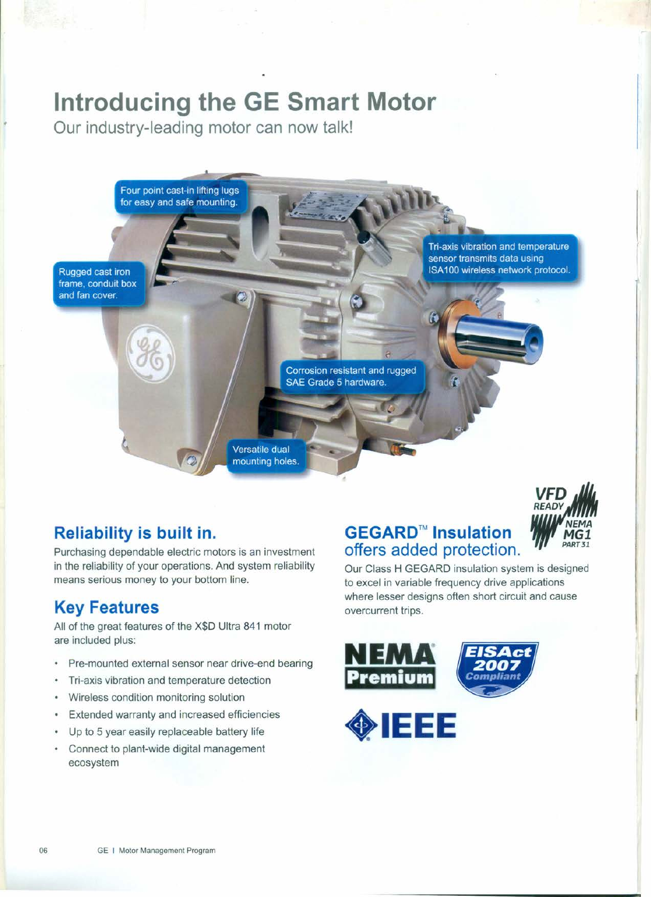# Introducing the GE Smart Motor

Our industry-leading motor can now talk!

Four point cast-in lifting lugs for easy and safe mounting.

Rugged cast iron frame, conduit box and fan cover.

Tri-axis vibration and temperature sensor transmits data using ISA100 wireless network protocol.

Corrosion resistant and rugged SAE Grade 5 hardware.

Versatile dual mounting holes.

## Reliability is built in.

Purchasing dependable electric motors is an investment in the reliability of your operations. And system reliability means serious money to your bottom line.

## Key Features

All of the great features of the X$D Ultra 841 motor are included plus:

- Pre-mounted external sensor near drive-end bearing
- Tri-axis vibration and temperature detection
- Wireless condition monitoring solution
- Extended warranty and increased efficiencies
- Up to 5 year easily replaceable battery life
- Connect to plant-wide digital management ecosystem

## GEGARD™ Insulation offers added protection.

VFD READY NEMA MG1 PART 31

Our Class H GEGARD insulation system is designed to excel in variable frequency drive applications where lesser designs often short circuit and cause overcurrent trips.

NEMA Premium

EISAct 2007 Compliant

IEEE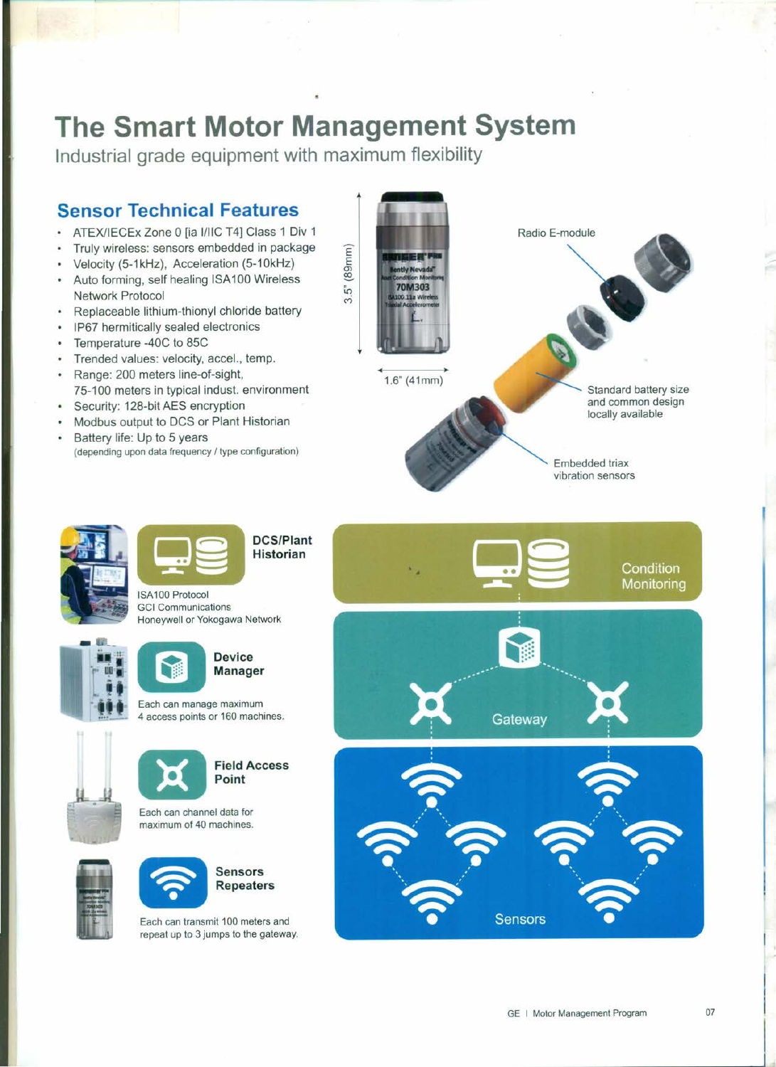# The Smart Motor Management System

Industrial grade equipment with maximum flexibility

## Sensor Technical Features

- ATEX/IECEx Zone 0 [ia I/IIC T4] Class 1 Div 1
- Truly wireless: sensors embedded in package
- Velocity (5-1kHz), Acceleration (5-10kHz)
- Auto forming, self healing ISA100 Wireless Network Protocol
- Replaceable lithium-thionyl chloride battery
- IP67 hermitically sealed electronics
- Temperature -40C to 85C
- Trended values: velocity, accel., temp.
- Range: 200 meters line-of-sight, 75-100 meters in typical indust. environment
- Security: 128-bit AES encryption
- Modbus output to DCS or Plant Historian
- Battery life: Up to 5 years (depending upon data frequency / type configuration)

3.5" (89mm)

1.6" (41mm)

Radio E-module

Standard battery size and common design locally available

Embedded triax vibration sensors

### DCS/Plant Historian

ISA100 Protocol
GCI Communications
Honeywell or Yokogawa Network

### Device Manager

Each can manage maximum 4 access points or 160 machines.

### Field Access Point

Each can channel data for maximum of 40 machines.

### Sensors Repeaters

Each can transmit 100 meters and repeat up to 3 jumps to the gateway.

Condition Monitoring

Gateway

Sensors